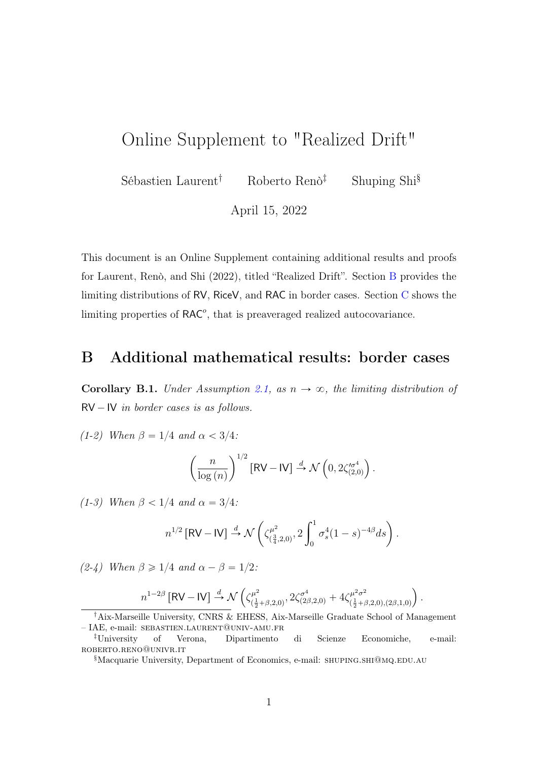# Online Supplement to "Realized Drift"

Sébastien Laurent[†] Roberto Renò[‡] Shuping Shi[§]

April 15, 2022

This document is an Online Supplement containing additional results and proofs for Laurent, Renò, and Shi (2022), titled "Realized Drift". Section B provides the limiting distributions of RV, RiceV, and RAC in border cases. Section C shows the limiting properties of $\mathsf{RAC}^o$, that is preaveraged realized autocovariance.

## B Additional mathematical results: border cases

**Corollary B.1.** *Under Assumption 2.1, as $n \to \infty$, the limiting distribution of $\mathsf{RV} - \mathsf{IV}$ in border cases is as follows.*

*(1-2) When $\beta = 1/4$ and $\alpha < 3/4$:*

$$\left(\frac{n}{\log(n)}\right)^{1/2} [\mathsf{RV} - \mathsf{IV}] \xrightarrow{d} \mathcal{N}\left(0, 2\zeta'^{\sigma^4}_{(2,0)}\right).$$

*(1-3) When $\beta < 1/4$ and $\alpha = 3/4$:*

$$n^{1/2} [\mathsf{RV} - \mathsf{IV}] \xrightarrow{d} \mathcal{N}\left(\zeta^{\mu^2}_{(\frac{3}{4},2,0)}, 2\int_0^1 \sigma_s^4 (1-s)^{-4\beta} ds\right).$$

*(2-4) When $\beta \geqslant 1/4$ and $\alpha - \beta = 1/2$:*

$$n^{1-2\beta} [\mathsf{RV} - \mathsf{IV}] \xrightarrow{d} \mathcal{N}\left(\zeta^{\mu^2}_{(\frac{1}{2}+\beta,2,0)}, 2\zeta^{\sigma^4}_{(2\beta,2,0)} + 4\zeta^{\mu^2\sigma^2}_{(\frac{1}{2}+\beta,2,0),(2\beta,1,0)}\right).$$

---

[†]Aix-Marseille University, CNRS & EHESS, Aix-Marseille Graduate School of Management – IAE, e-mail: SEBASTIEN.LAURENT@UNIV-AMU.FR

[‡]University of Verona, Dipartimento di Scienze Economiche, e-mail: ROBERTO.RENO@UNIVR.IT

[§]Macquarie University, Department of Economics, e-mail: SHUPING.SHI@MQ.EDU.AU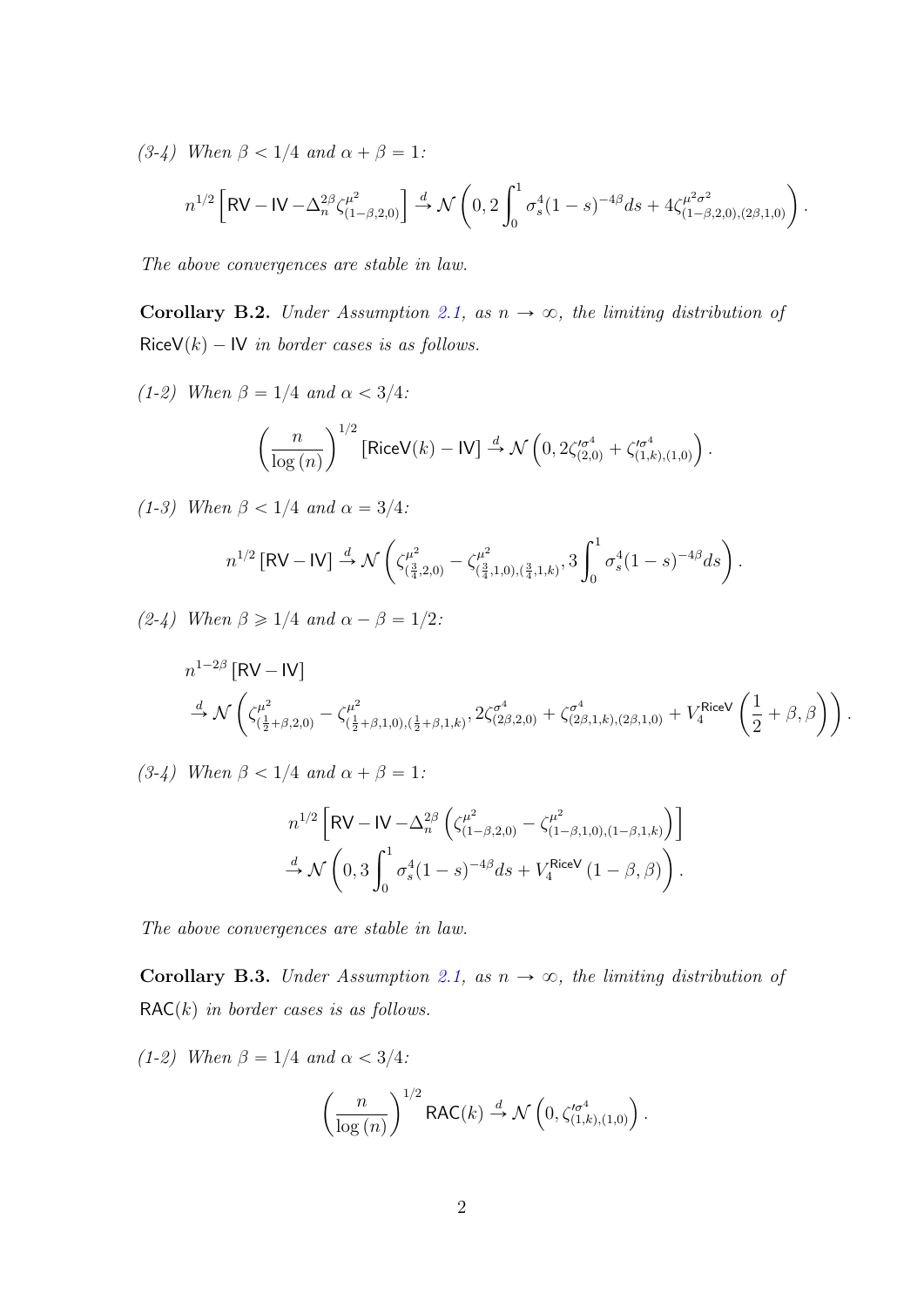*(3-4) When $\beta < 1/4$ and $\alpha + \beta = 1$:*

$$n^{1/2}\left[\mathsf{RV} - \mathsf{IV} - \Delta_n^{2\beta}\zeta^{\mu^2}_{(1-\beta,2,0)}\right] \xrightarrow{d} \mathcal{N}\left(0, 2\int_0^1 \sigma_s^4(1-s)^{-4\beta}ds + 4\zeta^{\mu^2\sigma^2}_{(1-\beta,2,0),(2\beta,1,0)}\right).$$

*The above convergences are stable in law.*

**Corollary B.2.** *Under Assumption 2.1, as $n \to \infty$, the limiting distribution of $\mathsf{RiceV}(k) - \mathsf{IV}$ in border cases is as follows.*

*(1-2) When $\beta = 1/4$ and $\alpha < 3/4$:*

$$\left(\frac{n}{\log(n)}\right)^{1/2}\left[\mathsf{RiceV}(k) - \mathsf{IV}\right] \xrightarrow{d} \mathcal{N}\left(0, 2\zeta'^{\sigma^4}_{(2,0)} + \zeta'^{\sigma^4}_{(1,k),(1,0)}\right).$$

*(1-3) When $\beta < 1/4$ and $\alpha = 3/4$:*

$$n^{1/2}\left[\mathsf{RV} - \mathsf{IV}\right] \xrightarrow{d} \mathcal{N}\left(\zeta^{\mu^2}_{(\frac{3}{4},2,0)} - \zeta^{\mu^2}_{(\frac{3}{4},1,0),(\frac{3}{4},1,k)}, 3\int_0^1 \sigma_s^4(1-s)^{-4\beta}ds\right).$$

*(2-4) When $\beta \geqslant 1/4$ and $\alpha - \beta = 1/2$:*

$$\begin{aligned}
&n^{1-2\beta}\left[\mathsf{RV} - \mathsf{IV}\right] \\
&\xrightarrow{d} \mathcal{N}\left(\zeta^{\mu^2}_{(\frac{1}{2}+\beta,2,0)} - \zeta^{\mu^2}_{(\frac{1}{2}+\beta,1,0),(\frac{1}{2}+\beta,1,k)}, 2\zeta^{\sigma^4}_{(2\beta,2,0)} + \zeta^{\sigma^4}_{(2\beta,1,k),(2\beta,1,0)} + V_4^{\mathsf{RiceV}}\left(\frac{1}{2}+\beta,\beta\right)\right).
\end{aligned}$$

*(3-4) When $\beta < 1/4$ and $\alpha + \beta = 1$:*

$$\begin{aligned}
&n^{1/2}\left[\mathsf{RV} - \mathsf{IV} - \Delta_n^{2\beta}\left(\zeta^{\mu^2}_{(1-\beta,2,0)} - \zeta^{\mu^2}_{(1-\beta,1,0),(1-\beta,1,k)}\right)\right] \\
&\xrightarrow{d} \mathcal{N}\left(0, 3\int_0^1 \sigma_s^4(1-s)^{-4\beta}ds + V_4^{\mathsf{RiceV}}(1-\beta,\beta)\right).
\end{aligned}$$

*The above convergences are stable in law.*

**Corollary B.3.** *Under Assumption 2.1, as $n \to \infty$, the limiting distribution of $\mathsf{RAC}(k)$ in border cases is as follows.*

*(1-2) When $\beta = 1/4$ and $\alpha < 3/4$:*

$$\left(\frac{n}{\log(n)}\right)^{1/2}\mathsf{RAC}(k) \xrightarrow{d} \mathcal{N}\left(0, \zeta'^{\sigma^4}_{(1,k),(1,0)}\right).$$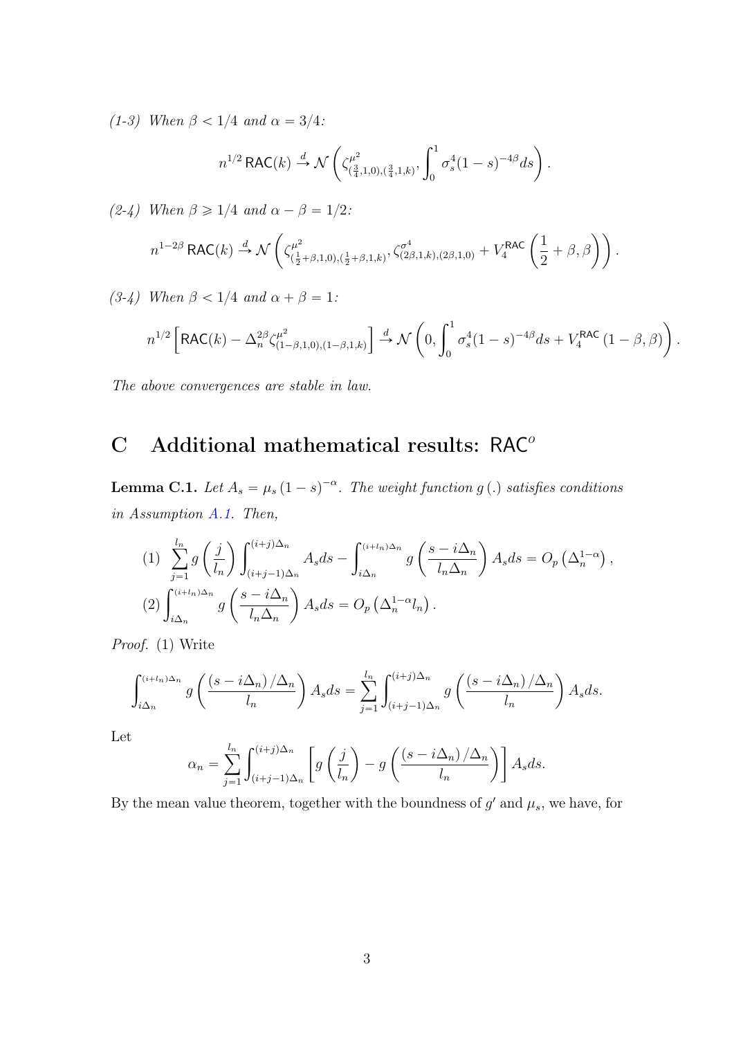*(1-3) When $\beta < 1/4$ and $\alpha = 3/4$:*

$$n^{1/2}\,\mathsf{RAC}(k) \xrightarrow{d} \mathcal{N}\left(\zeta^{\mu^2}_{(\frac{3}{4},1,0),(\frac{3}{4},1,k)}, \int_0^1 \sigma_s^4 (1-s)^{-4\beta} ds\right).$$

*(2-4) When $\beta \geqslant 1/4$ and $\alpha - \beta = 1/2$:*

$$n^{1-2\beta}\,\mathsf{RAC}(k) \xrightarrow{d} \mathcal{N}\left(\zeta^{\mu^2}_{(\frac{1}{2}+\beta,1,0),(\frac{1}{2}+\beta,1,k)}, \zeta^{\sigma^4}_{(2\beta,1,k),(2\beta,1,0)} + V_4^{\mathsf{RAC}}\left(\frac{1}{2}+\beta, \beta\right)\right).$$

*(3-4) When $\beta < 1/4$ and $\alpha + \beta = 1$:*

$$n^{1/2}\left[\mathsf{RAC}(k) - \Delta_n^{2\beta}\zeta^{\mu^2}_{(1-\beta,1,0),(1-\beta,1,k)}\right] \xrightarrow{d} \mathcal{N}\left(0, \int_0^1 \sigma_s^4 (1-s)^{-4\beta} ds + V_4^{\mathsf{RAC}}\left(1-\beta, \beta\right)\right).$$

*The above convergences are stable in law.*

## C Additional mathematical results: $\mathsf{RAC}^o$

**Lemma C.1.** *Let $A_s = \mu_s (1-s)^{-\alpha}$. The weight function $g(.)$ satisfies conditions in Assumption A.1. Then,*

$$(1)\ \sum_{j=1}^{l_n} g\left(\frac{j}{l_n}\right) \int_{(i+j-1)\Delta_n}^{(i+j)\Delta_n} A_s ds - \int_{i\Delta_n}^{(i+l_n)\Delta_n} g\left(\frac{s-i\Delta_n}{l_n\Delta_n}\right) A_s ds = O_p\left(\Delta_n^{1-\alpha}\right),$$

$$(2)\ \int_{i\Delta_n}^{(i+l_n)\Delta_n} g\left(\frac{s-i\Delta_n}{l_n\Delta_n}\right) A_s ds = O_p\left(\Delta_n^{1-\alpha} l_n\right).$$

*Proof.* (1) Write

$$\int_{i\Delta_n}^{(i+l_n)\Delta_n} g\left(\frac{(s-i\Delta_n)/\Delta_n}{l_n}\right) A_s ds = \sum_{j=1}^{l_n} \int_{(i+j-1)\Delta_n}^{(i+j)\Delta_n} g\left(\frac{(s-i\Delta_n)/\Delta_n}{l_n}\right) A_s ds.$$

Let

$$\alpha_n = \sum_{j=1}^{l_n} \int_{(i+j-1)\Delta_n}^{(i+j)\Delta_n} \left[g\left(\frac{j}{l_n}\right) - g\left(\frac{(s-i\Delta_n)/\Delta_n}{l_n}\right)\right] A_s ds.$$

By the mean value theorem, together with the boundness of $g'$ and $\mu_s$, we have, for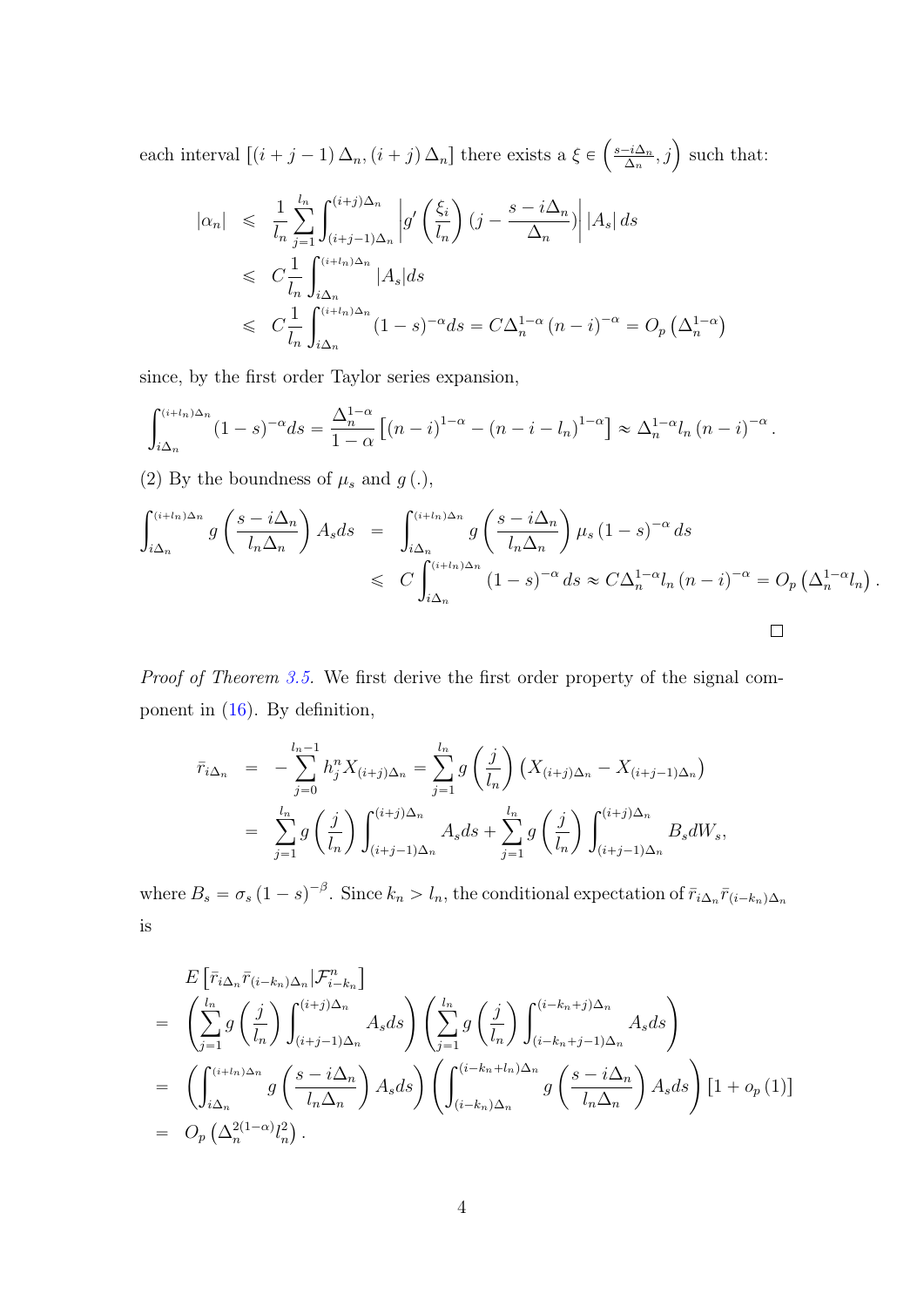each interval $[(i+j-1)\Delta_n, (i+j)\Delta_n]$ there exists a $\xi \in \left(\frac{s-i\Delta_n}{\Delta_n}, j\right)$ such that:

$$
\begin{aligned}
|\alpha_n| &\leqslant \frac{1}{l_n}\sum_{j=1}^{l_n}\int_{(i+j-1)\Delta_n}^{(i+j)\Delta_n}\left|g'\left(\frac{\xi_i}{l_n}\right)(j-\frac{s-i\Delta_n}{\Delta_n})\right||A_s|\,ds \\
&\leqslant C\frac{1}{l_n}\int_{i\Delta_n}^{(i+l_n)\Delta_n}|A_s|ds \\
&\leqslant C\frac{1}{l_n}\int_{i\Delta_n}^{(i+l_n)\Delta_n}(1-s)^{-\alpha}ds = C\Delta_n^{1-\alpha}(n-i)^{-\alpha} = O_p\left(\Delta_n^{1-\alpha}\right)
\end{aligned}
$$

since, by the first order Taylor series expansion,

$$
\int_{i\Delta_n}^{(i+l_n)\Delta_n}(1-s)^{-\alpha}ds = \frac{\Delta_n^{1-\alpha}}{1-\alpha}\left[(n-i)^{1-\alpha}-(n-i-l_n)^{1-\alpha}\right] \approx \Delta_n^{1-\alpha}l_n(n-i)^{-\alpha}.
$$

(2) By the boundness of $\mu_s$ and $g(.)$,

$$
\begin{aligned}
\int_{i\Delta_n}^{(i+l_n)\Delta_n} g\left(\frac{s-i\Delta_n}{l_n\Delta_n}\right)A_s ds &= \int_{i\Delta_n}^{(i+l_n)\Delta_n} g\left(\frac{s-i\Delta_n}{l_n\Delta_n}\right)\mu_s(1-s)^{-\alpha}ds \\
&\leqslant C\int_{i\Delta_n}^{(i+l_n)\Delta_n}(1-s)^{-\alpha}ds \approx C\Delta_n^{1-\alpha}l_n(n-i)^{-\alpha} = O_p\left(\Delta_n^{1-\alpha}l_n\right).
\end{aligned}
$$

□

*Proof of Theorem 3.5.* We first derive the first order property of the signal component in (16). By definition,

$$
\begin{aligned}
\bar{r}_{i\Delta_n} &= -\sum_{j=0}^{l_n-1}h_j^n X_{(i+j)\Delta_n} = \sum_{j=1}^{l_n} g\left(\frac{j}{l_n}\right)\left(X_{(i+j)\Delta_n}-X_{(i+j-1)\Delta_n}\right) \\
&= \sum_{j=1}^{l_n} g\left(\frac{j}{l_n}\right)\int_{(i+j-1)\Delta_n}^{(i+j)\Delta_n}A_s ds + \sum_{j=1}^{l_n} g\left(\frac{j}{l_n}\right)\int_{(i+j-1)\Delta_n}^{(i+j)\Delta_n}B_s dW_s,
\end{aligned}
$$

where $B_s = \sigma_s(1-s)^{-\beta}$. Since $k_n > l_n$, the conditional expectation of $\bar{r}_{i\Delta_n}\bar{r}_{(i-k_n)\Delta_n}$ is

$$
\begin{aligned}
& E\left[\bar{r}_{i\Delta_n}\bar{r}_{(i-k_n)\Delta_n}|\mathcal{F}_{i-k_n}^n\right] \\
=& \left(\sum_{j=1}^{l_n} g\left(\frac{j}{l_n}\right)\int_{(i+j-1)\Delta_n}^{(i+j)\Delta_n}A_s ds\right)\left(\sum_{j=1}^{l_n} g\left(\frac{j}{l_n}\right)\int_{(i-k_n+j-1)\Delta_n}^{(i-k_n+j)\Delta_n}A_s ds\right) \\
=& \left(\int_{i\Delta_n}^{(i+l_n)\Delta_n} g\left(\frac{s-i\Delta_n}{l_n\Delta_n}\right)A_s ds\right)\left(\int_{(i-k_n)\Delta_n}^{(i-k_n+l_n)\Delta_n} g\left(\frac{s-i\Delta_n}{l_n\Delta_n}\right)A_s ds\right)[1+o_p(1)] \\
=& O_p\left(\Delta_n^{2(1-\alpha)}l_n^2\right).
\end{aligned}
$$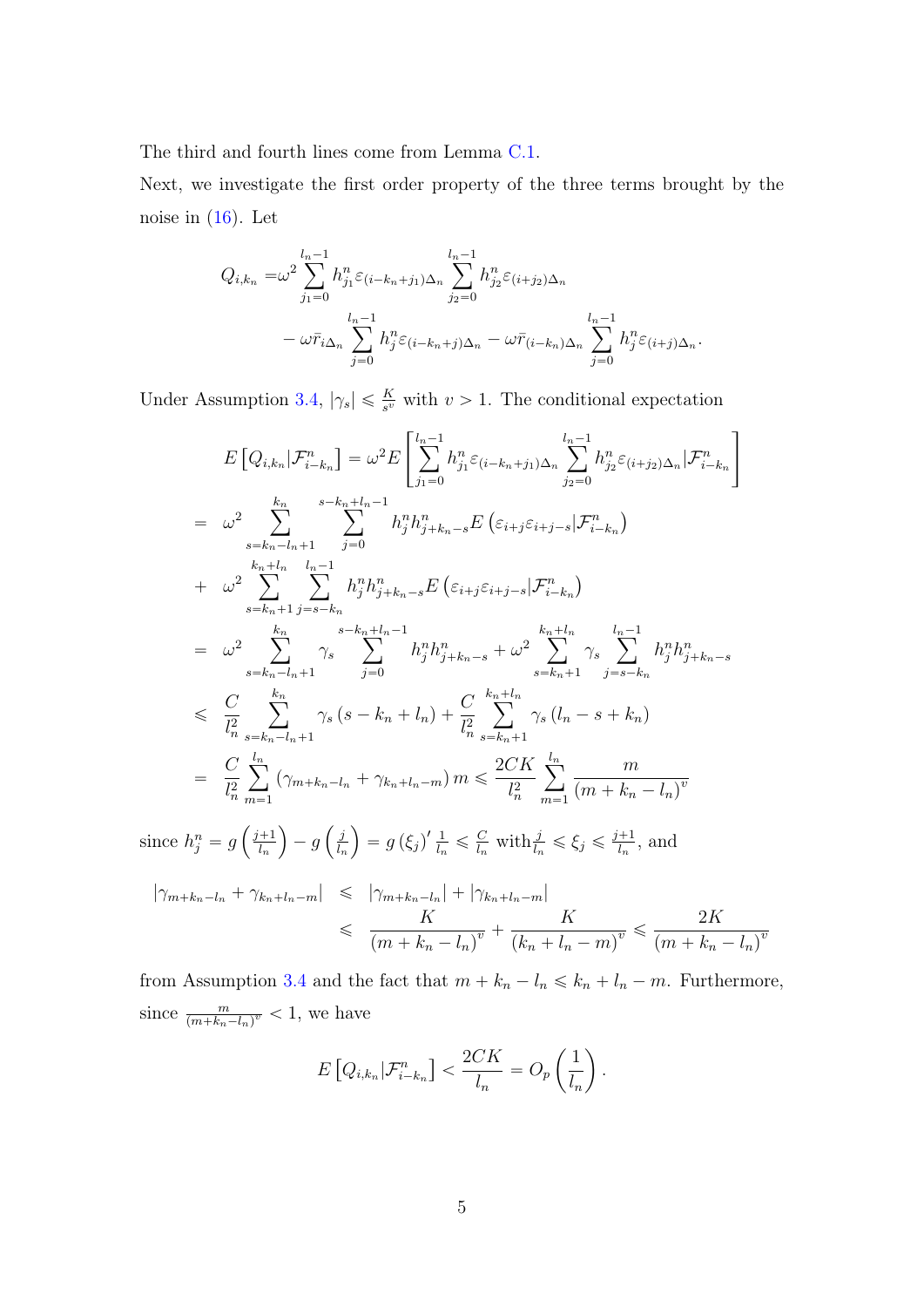The third and fourth lines come from Lemma C.1.

Next, we investigate the first order property of the three terms brought by the noise in (16). Let

$$
\begin{aligned}
Q_{i,k_n} =& \omega^2 \sum_{j_1=0}^{l_n-1} h_{j_1}^n \varepsilon_{(i-k_n+j_1)\Delta_n} \sum_{j_2=0}^{l_n-1} h_{j_2}^n \varepsilon_{(i+j_2)\Delta_n} \\
& - \omega \bar{r}_{i\Delta_n} \sum_{j=0}^{l_n-1} h_j^n \varepsilon_{(i-k_n+j)\Delta_n} - \omega \bar{r}_{(i-k_n)\Delta_n} \sum_{j=0}^{l_n-1} h_j^n \varepsilon_{(i+j)\Delta_n}.
\end{aligned}
$$

Under Assumption 3.4, $|\gamma_s| \leqslant \frac{K}{s^v}$ with $v > 1$. The conditional expectation

$$
\begin{aligned}
E\left[Q_{i,k_n} | \mathcal{F}_{i-k_n}^n\right] &= \omega^2 E\left[\sum_{j_1=0}^{l_n-1} h_{j_1}^n \varepsilon_{(i-k_n+j_1)\Delta_n} \sum_{j_2=0}^{l_n-1} h_{j_2}^n \varepsilon_{(i+j_2)\Delta_n} | \mathcal{F}_{i-k_n}^n\right] \\
&= \omega^2 \sum_{s=k_n-l_n+1}^{k_n} \sum_{j=0}^{s-k_n+l_n-1} h_j^n h_{j+k_n-s}^n E\left(\varepsilon_{i+j}\varepsilon_{i+j-s} | \mathcal{F}_{i-k_n}^n\right) \\
&+ \omega^2 \sum_{s=k_n+1}^{k_n+l_n} \sum_{j=s-k_n}^{l_n-1} h_j^n h_{j+k_n-s}^n E\left(\varepsilon_{i+j}\varepsilon_{i+j-s} | \mathcal{F}_{i-k_n}^n\right) \\
&= \omega^2 \sum_{s=k_n-l_n+1}^{k_n} \gamma_s \sum_{j=0}^{s-k_n+l_n-1} h_j^n h_{j+k_n-s}^n + \omega^2 \sum_{s=k_n+1}^{k_n+l_n} \gamma_s \sum_{j=s-k_n}^{l_n-1} h_j^n h_{j+k_n-s}^n \\
&\leqslant \frac{C}{l_n^2} \sum_{s=k_n-l_n+1}^{k_n} \gamma_s \left(s - k_n + l_n\right) + \frac{C}{l_n^2} \sum_{s=k_n+1}^{k_n+l_n} \gamma_s \left(l_n - s + k_n\right) \\
&= \frac{C}{l_n^2} \sum_{m=1}^{l_n} \left(\gamma_{m+k_n-l_n} + \gamma_{k_n+l_n-m}\right) m \leqslant \frac{2CK}{l_n^2} \sum_{m=1}^{l_n} \frac{m}{\left(m+k_n-l_n\right)^v}
\end{aligned}
$$

since $h_j^n = g\left(\frac{j+1}{l_n}\right) - g\left(\frac{j}{l_n}\right) = g\left(\xi_j\right)' \frac{1}{l_n} \leqslant \frac{C}{l_n}$ with $\frac{j}{l_n} \leqslant \xi_j \leqslant \frac{j+1}{l_n}$, and

$$
\begin{aligned}
\left|\gamma_{m+k_n-l_n} + \gamma_{k_n+l_n-m}\right| &\leqslant \left|\gamma_{m+k_n-l_n}\right| + \left|\gamma_{k_n+l_n-m}\right| \\
&\leqslant \frac{K}{\left(m+k_n-l_n\right)^v} + \frac{K}{\left(k_n+l_n-m\right)^v} \leqslant \frac{2K}{\left(m+k_n-l_n\right)^v}
\end{aligned}
$$

from Assumption 3.4 and the fact that $m + k_n - l_n \leqslant k_n + l_n - m$. Furthermore, since $\frac{m}{(m+k_n-l_n)^v} < 1$, we have

$$
E\left[Q_{i,k_n} | \mathcal{F}_{i-k_n}^n\right] < \frac{2CK}{l_n} = O_p\left(\frac{1}{l_n}\right).
$$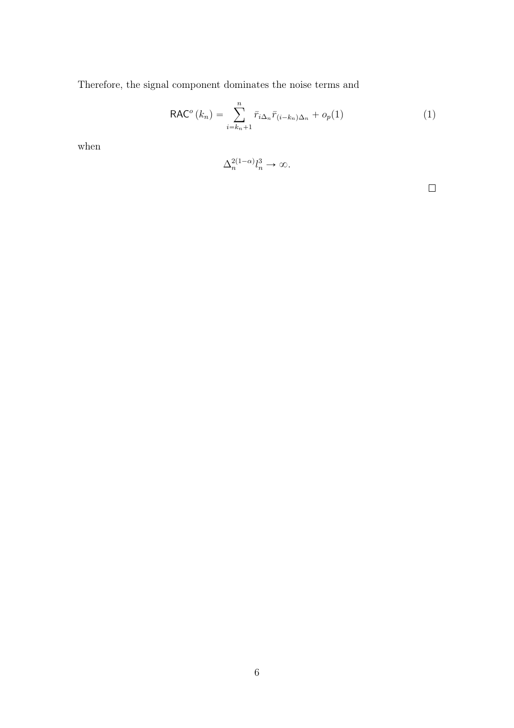Therefore, the signal component dominates the noise terms and

$$\mathsf{RAC}^{o}\left(k_n\right) = \sum_{i=k_n+1}^{n} \bar{r}_{i\Delta_n} \bar{r}_{(i-k_n)\Delta_n} + o_p(1) \tag{1}$$

when

$$\Delta_n^{2(1-\alpha)} l_n^3 \to \infty.$$

□